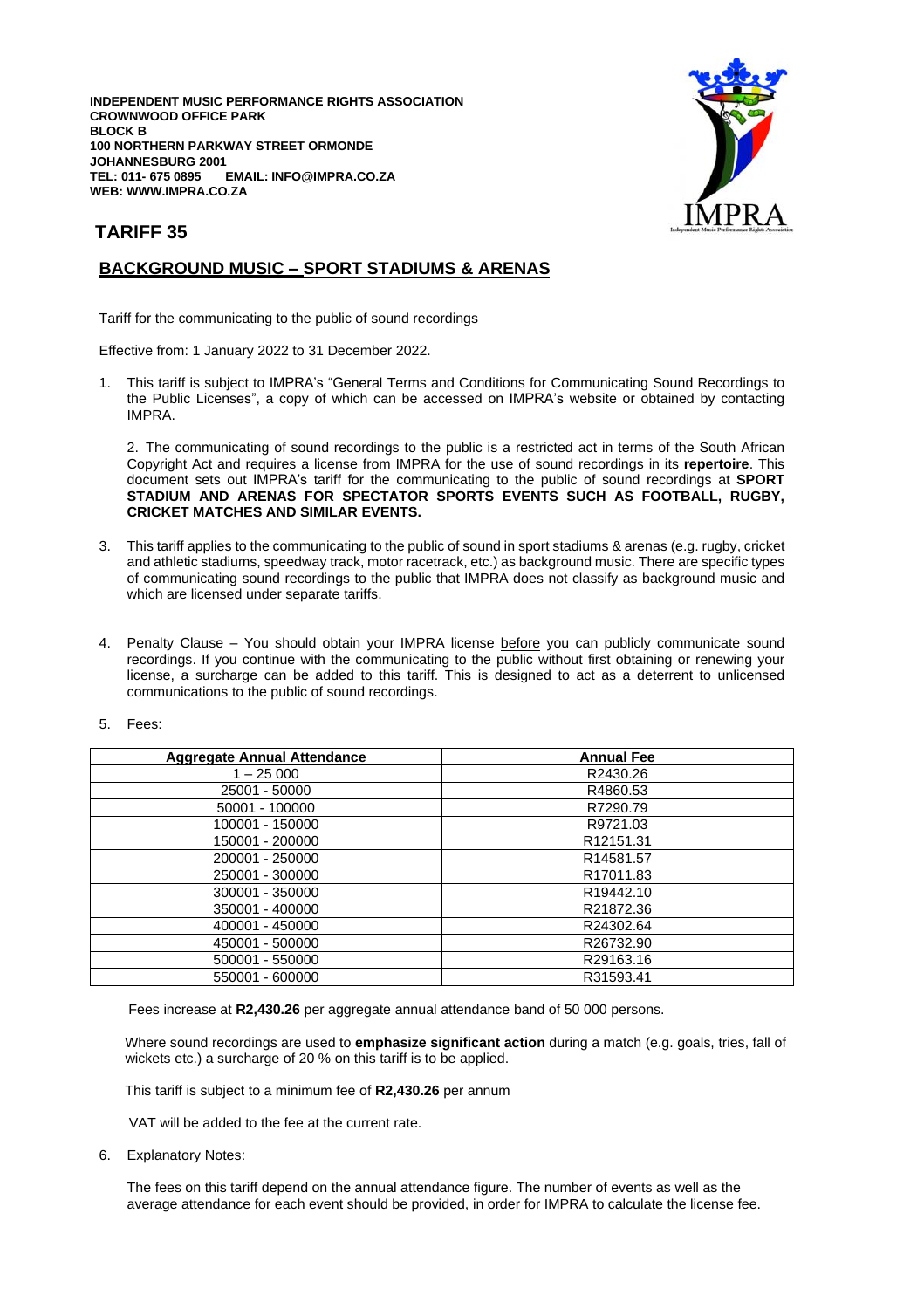**INDEPENDENT MUSIC PERFORMANCE RIGHTS ASSOCIATION**
**CROWNWOOD OFFICE PARK**
**BLOCK B**
**100 NORTHERN PARKWAY STREET ORMONDE**
**JOHANNESBURG 2001**
**TEL: 011- 675 0895 EMAIL: INFO@IMPRA.CO.ZA**
**WEB: WWW.IMPRA.CO.ZA**

# TARIFF 35

## BACKGROUND MUSIC – SPORT STADIUMS & ARENAS

Tariff for the communicating to the public of sound recordings

Effective from: 1 January 2022 to 31 December 2022.

1. This tariff is subject to IMPRA's "General Terms and Conditions for Communicating Sound Recordings to the Public Licenses", a copy of which can be accessed on IMPRA's website or obtained by contacting IMPRA.

2. The communicating of sound recordings to the public is a restricted act in terms of the South African Copyright Act and requires a license from IMPRA for the use of sound recordings in its **repertoire**. This document sets out IMPRA's tariff for the communicating to the public of sound recordings at **SPORT STADIUM AND ARENAS FOR SPECTATOR SPORTS EVENTS SUCH AS FOOTBALL, RUGBY, CRICKET MATCHES AND SIMILAR EVENTS.**

3. This tariff applies to the communicating to the public of sound in sport stadiums & arenas (e.g. rugby, cricket and athletic stadiums, speedway track, motor racetrack, etc.) as background music. There are specific types of communicating sound recordings to the public that IMPRA does not classify as background music and which are licensed under separate tariffs.

4. Penalty Clause – You should obtain your IMPRA license <u>before</u> you can publicly communicate sound recordings. If you continue with the communicating to the public without first obtaining or renewing your license, a surcharge can be added to this tariff. This is designed to act as a deterrent to unlicensed communications to the public of sound recordings.

5. Fees:

| Aggregate Annual Attendance | Annual Fee |
|---|---|
| 1 – 25 000 | R2430.26 |
| 25001 - 50000 | R4860.53 |
| 50001 - 100000 | R7290.79 |
| 100001 - 150000 | R9721.03 |
| 150001 - 200000 | R12151.31 |
| 200001 - 250000 | R14581.57 |
| 250001 - 300000 | R17011.83 |
| 300001 - 350000 | R19442.10 |
| 350001 - 400000 | R21872.36 |
| 400001 - 450000 | R24302.64 |
| 450001 - 500000 | R26732.90 |
| 500001 - 550000 | R29163.16 |
| 550001 - 600000 | R31593.41 |

Fees increase at **R2,430.26** per aggregate annual attendance band of 50 000 persons.

Where sound recordings are used to **emphasize significant action** during a match (e.g. goals, tries, fall of wickets etc.) a surcharge of 20 % on this tariff is to be applied.

This tariff is subject to a minimum fee of **R2,430.26** per annum

VAT will be added to the fee at the current rate.

6. <u>Explanatory Notes</u>:

The fees on this tariff depend on the annual attendance figure. The number of events as well as the average attendance for each event should be provided, in order for IMPRA to calculate the license fee.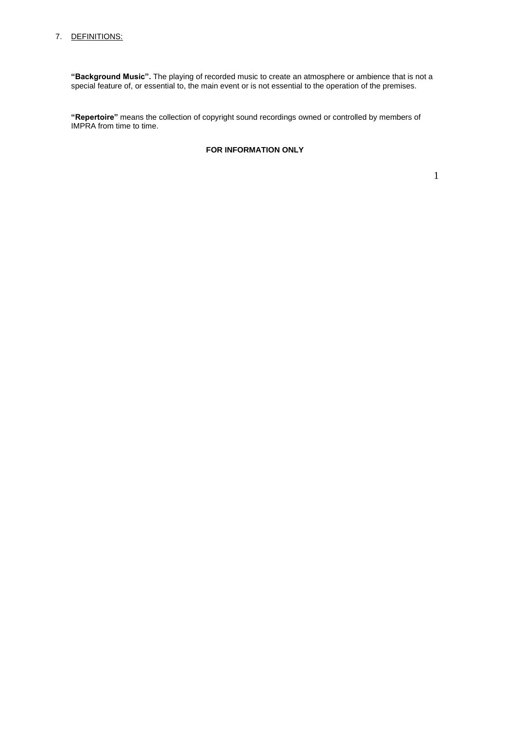7. <u>DEFINITIONS:</u>

**"Background Music".** The playing of recorded music to create an atmosphere or ambience that is not a special feature of, or essential to, the main event or is not essential to the operation of the premises.

**"Repertoire"** means the collection of copyright sound recordings owned or controlled by members of IMPRA from time to time.

**FOR INFORMATION ONLY**